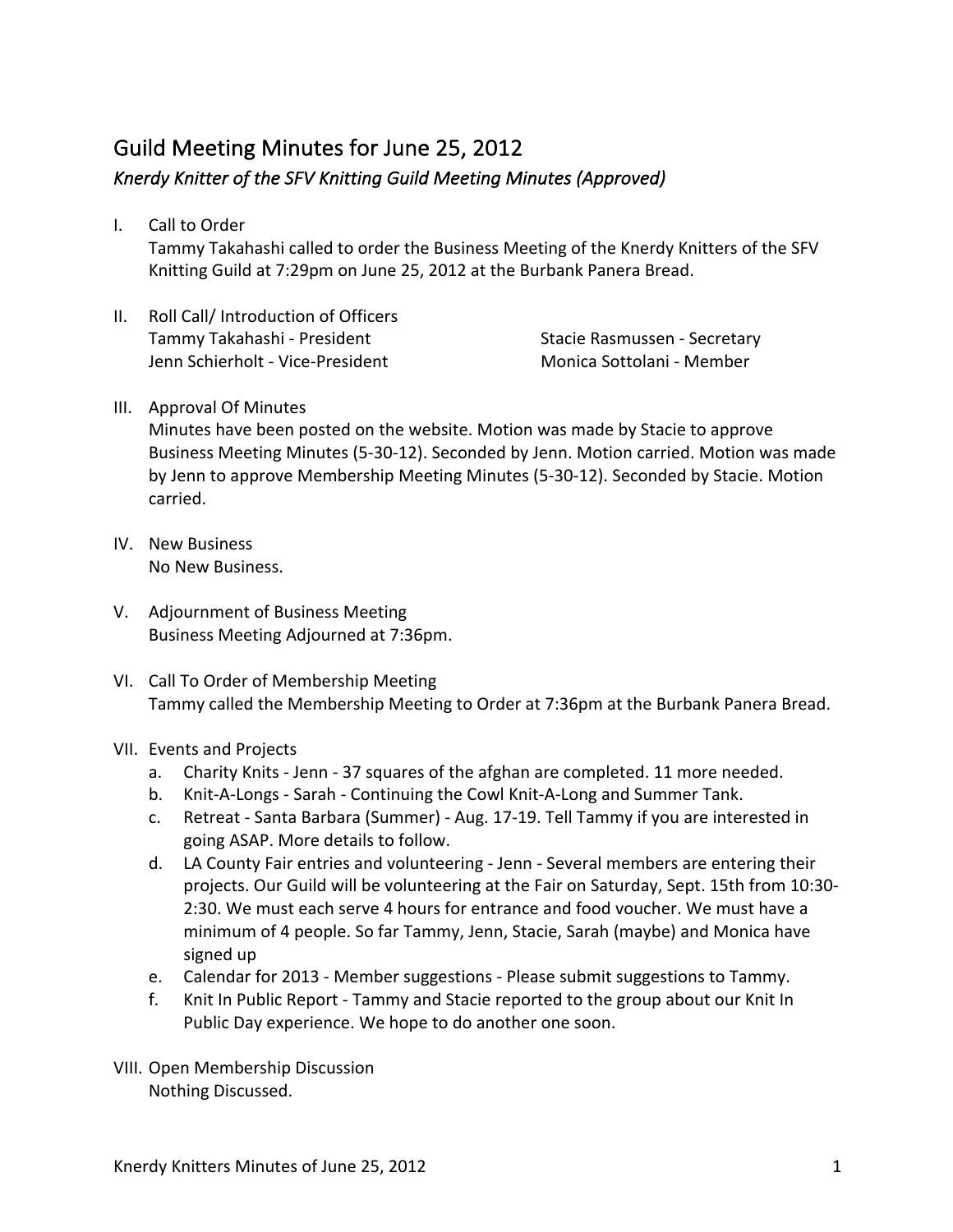# Guild Meeting Minutes for June 25, 2012

*Knerdy Knitter of the SFV Knitting Guild Meeting Minutes (Approved)*

I. Call to Order
   Tammy Takahashi called to order the Business Meeting of the Knerdy Knitters of the SFV Knitting Guild at 7:29pm on June 25, 2012 at the Burbank Panera Bread.

II. Roll Call/ Introduction of Officers
   Tammy Takahashi - President
   Jenn Schierholt - Vice-President
   Stacie Rasmussen - Secretary
   Monica Sottolani - Member

III. Approval Of Minutes
   Minutes have been posted on the website. Motion was made by Stacie to approve Business Meeting Minutes (5-30-12). Seconded by Jenn. Motion carried. Motion was made by Jenn to approve Membership Meeting Minutes (5-30-12). Seconded by Stacie. Motion carried.

IV. New Business
   No New Business.

V. Adjournment of Business Meeting
   Business Meeting Adjourned at 7:36pm.

VI. Call To Order of Membership Meeting
   Tammy called the Membership Meeting to Order at 7:36pm at the Burbank Panera Bread.

VII. Events and Projects
   a. Charity Knits - Jenn - 37 squares of the afghan are completed. 11 more needed.
   b. Knit-A-Longs - Sarah - Continuing the Cowl Knit-A-Long and Summer Tank.
   c. Retreat - Santa Barbara (Summer) - Aug. 17-19. Tell Tammy if you are interested in going ASAP. More details to follow.
   d. LA County Fair entries and volunteering - Jenn - Several members are entering their projects. Our Guild will be volunteering at the Fair on Saturday, Sept. 15th from 10:30-2:30. We must each serve 4 hours for entrance and food voucher. We must have a minimum of 4 people. So far Tammy, Jenn, Stacie, Sarah (maybe) and Monica have signed up
   e. Calendar for 2013 - Member suggestions - Please submit suggestions to Tammy.
   f. Knit In Public Report - Tammy and Stacie reported to the group about our Knit In Public Day experience. We hope to do another one soon.

VIII. Open Membership Discussion
   Nothing Discussed.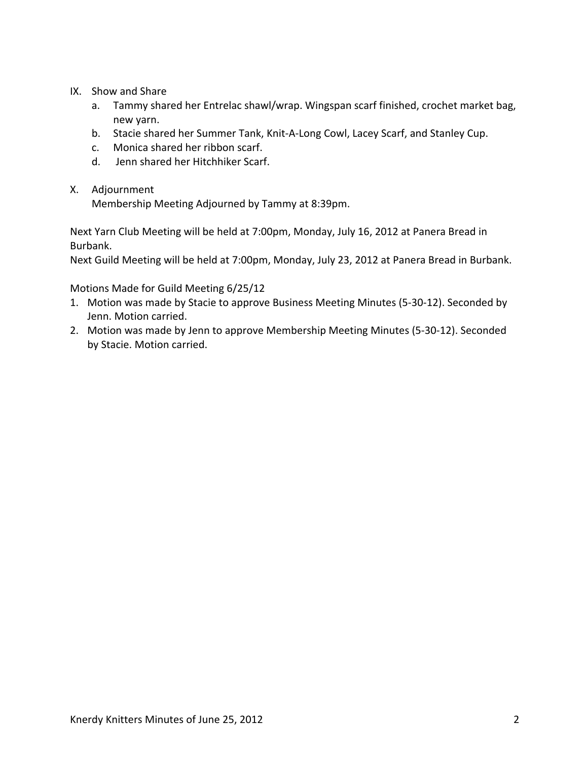IX. Show and Share
   a. Tammy shared her Entrelac shawl/wrap. Wingspan scarf finished, crochet market bag, new yarn.
   b. Stacie shared her Summer Tank, Knit-A-Long Cowl, Lacey Scarf, and Stanley Cup.
   c. Monica shared her ribbon scarf.
   d. Jenn shared her Hitchhiker Scarf.

X. Adjournment
   Membership Meeting Adjourned by Tammy at 8:39pm.

Next Yarn Club Meeting will be held at 7:00pm, Monday, July 16, 2012 at Panera Bread in Burbank.
Next Guild Meeting will be held at 7:00pm, Monday, July 23, 2012 at Panera Bread in Burbank.

Motions Made for Guild Meeting 6/25/12

1. Motion was made by Stacie to approve Business Meeting Minutes (5-30-12). Seconded by Jenn. Motion carried.
2. Motion was made by Jenn to approve Membership Meeting Minutes (5-30-12). Seconded by Stacie. Motion carried.